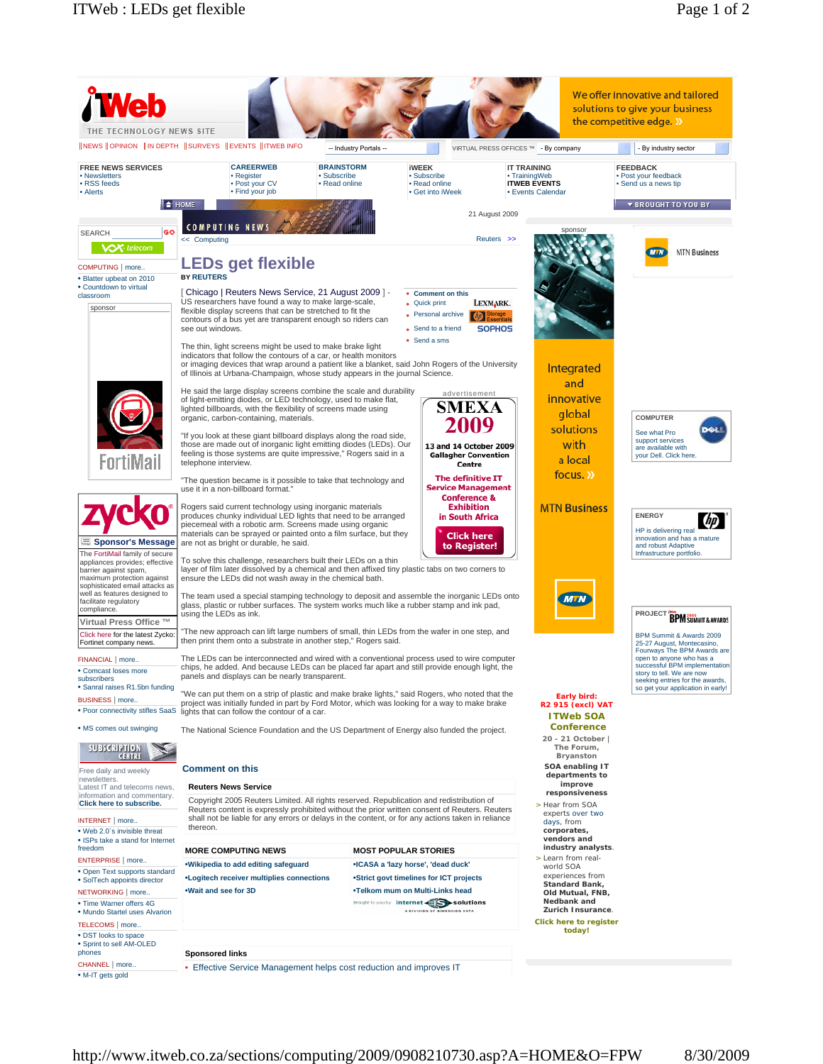# LEDs get flexible

BY REUTERS

[ Chicago | Reuters News Service, 21 August 2009 ] - US researchers have found a way to make large-scale, flexible display screens that can be stretched to fit the contours of a bus yet are transparent enough so riders can see out windows.

The thin, light screens might be used to make brake light indicators that follow the contours of a car, or health monitors or imaging devices that wrap around a patient like a blanket, said John Rogers of the University of Illinois at Urbana-Champaign, whose study appears in the journal Science.

He said the large display screens combine the scale and durability of light-emitting diodes, or LED technology, used to make flat, lighted billboards, with the flexibility of screens made using organic, carbon-containing, materials.

"If you look at these giant billboard displays along the road side, those are made out of inorganic light emitting diodes (LEDs). Our feeling is those systems are quite impressive," Rogers said in a telephone interview.

"The question became is it possible to take that technology and use it in a non-billboard format."

Rogers said current technology using inorganic materials produces chunky individual LED lights that need to be arranged piecemeal with a robotic arm. Screens made using organic materials can be sprayed or painted onto a film surface, but they are not as bright or durable, he said.

To solve this challenge, researchers built their LEDs on a thin layer of film later dissolved by a chemical and then affixed tiny plastic tabs on two corners to ensure the LEDs did not wash away in the chemical bath.

The team used a special stamping technology to deposit and assemble the inorganic LEDs onto glass, plastic or rubber surfaces. The system works much like a rubber stamp and ink pad, using the LEDs as ink.

"The new approach can lift large numbers of small, thin LEDs from the wafer in one step, and then print them onto a substrate in another step," Rogers said.

The LEDs can be interconnected and wired with a conventional process used to wire computer chips, he added. And because LEDs can be placed far apart and still provide enough light, the panels and displays can be nearly transparent.

"We can put them on a strip of plastic and make brake lights," said Rogers, who noted that the project was initially funded in part by Ford Motor, which was looking for a way to make brake lights that can follow the contour of a car.

The National Science Foundation and the US Department of Energy also funded the project.

Comment on this

**Reuters News Service**

Copyright 2005 Reuters Limited. All rights reserved. Republication and redistribution of Reuters content is expressly prohibited without the prior written consent of Reuters. Reuters shall not be liable for any errors or delays in the content, or for any actions taken in reliance thereon.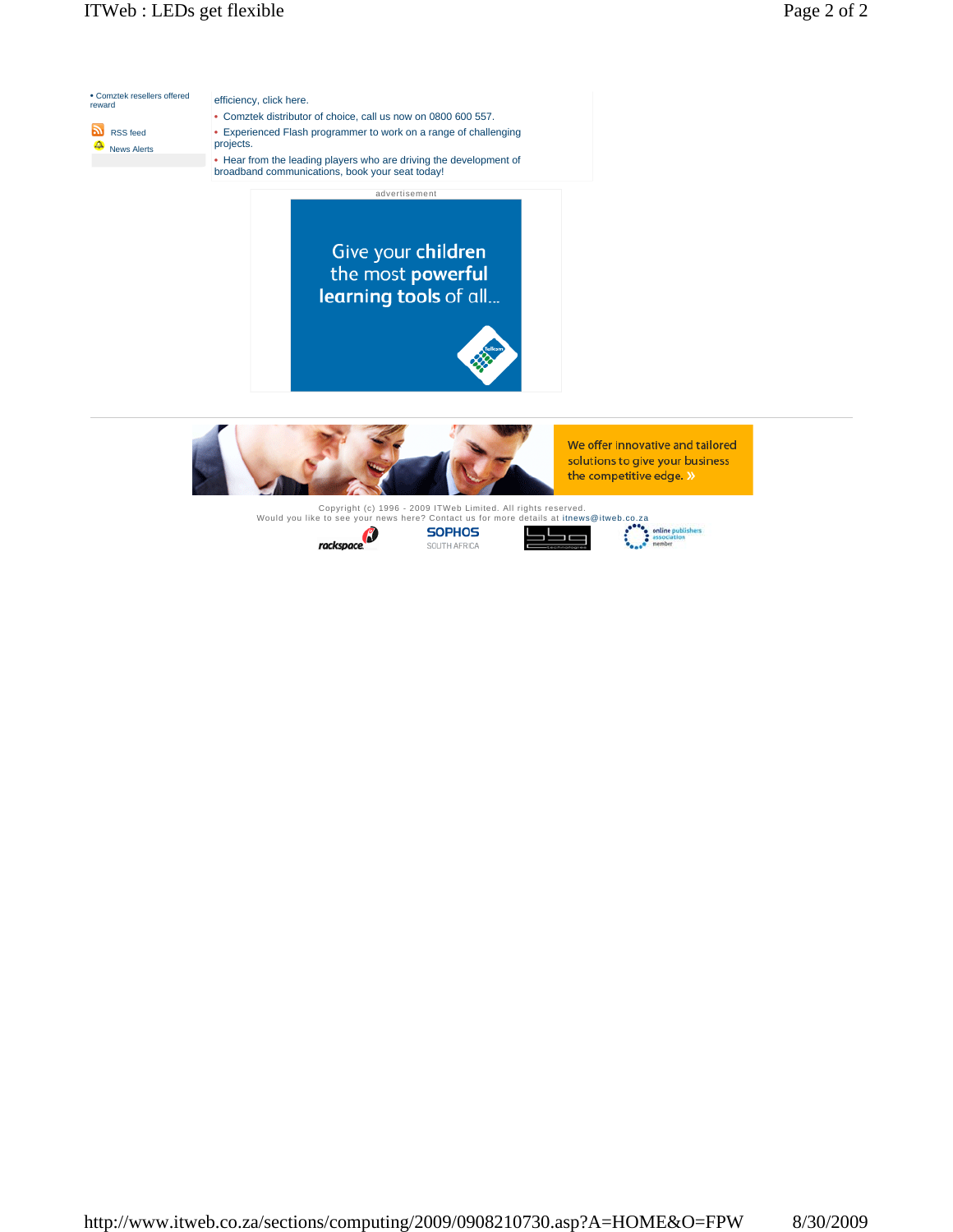- Comztek resellers offered reward

RSS feed

News Alerts

efficiency, click here.

- Comztek distributor of choice, call us now on 0800 600 557.
- Experienced Flash programmer to work on a range of challenging projects.
- Hear from the leading players who are driving the development of broadband communications, book your seat today!

advertisement

Give your children the most powerful learning tools of all...

We offer innovative and tailored solutions to give your business the competitive edge. »

Copyright (c) 1996 - 2009 ITWeb Limited. All rights reserved.
Would you like to see your news here? Contact us for more details at itnews@itweb.co.za

rackspace SOPHOS SOUTH AFRICA online publishers association member